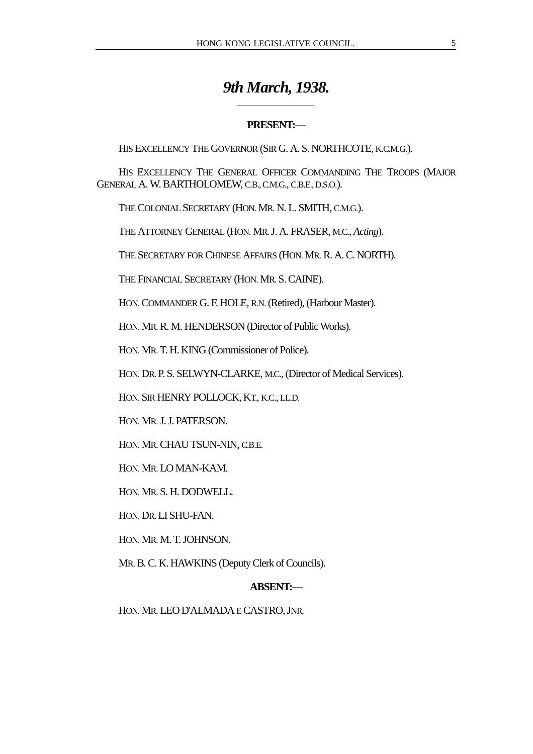# *9th March, 1938.*

**PRESENT:—**

HIS EXCELLENCY THE GOVERNOR (SIR G. A. S. NORTHCOTE, K.C.M.G.).

HIS EXCELLENCY THE GENERAL OFFICER COMMANDING THE TROOPS (MAJOR GENERAL A. W. BARTHOLOMEW, C.B., C.M.G., C.B.E., D.S.O.).

THE COLONIAL SECRETARY (HON. MR. N. L. SMITH, C.M.G.).

THE ATTORNEY GENERAL (HON. MR. J. A. FRASER, M.C., *Acting*).

THE SECRETARY FOR CHINESE AFFAIRS (HON. MR. R. A. C. NORTH).

THE FINANCIAL SECRETARY (HON. MR. S. CAINE).

HON. COMMANDER G. F. HOLE, R.N. (Retired), (Harbour Master).

HON. MR. R. M. HENDERSON (Director of Public Works).

HON. MR. T. H. KING (Commissioner of Police).

HON. DR. P. S. SELWYN-CLARKE, M.C., (Director of Medical Services).

HON. SIR HENRY POLLOCK, KT., K.C., LL.D.

HON. MR. J. J. PATERSON.

HON. MR. CHAU TSUN-NIN, C.B.E.

HON. MR. LO MAN-KAM.

HON. MR. S. H. DODWELL.

HON. DR. LI SHU-FAN.

HON. MR. M. T. JOHNSON.

MR. B. C. K. HAWKINS (Deputy Clerk of Councils).

**ABSENT:—**

HON. MR. LEO D'ALMADA E CASTRO, JNR.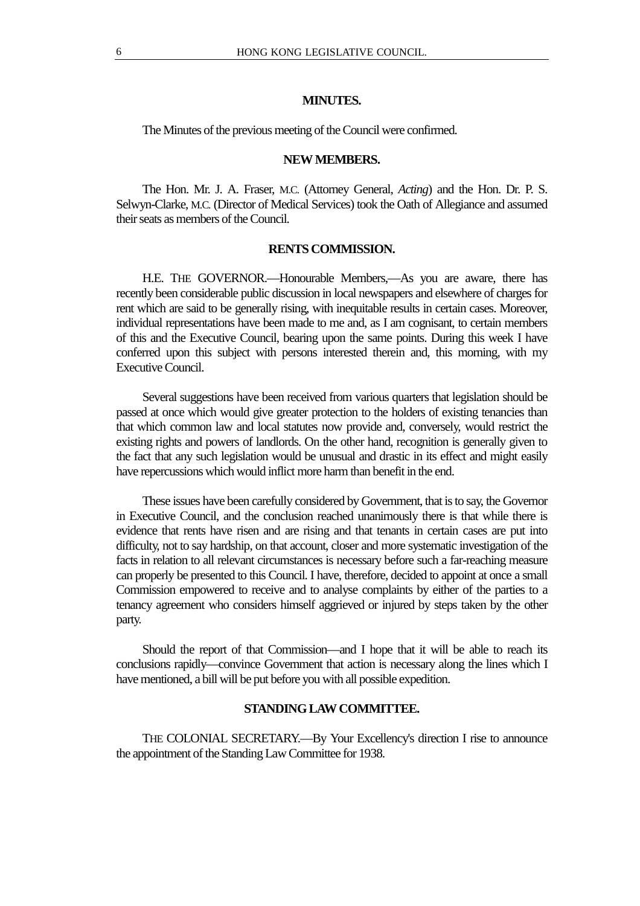## MINUTES.

The Minutes of the previous meeting of the Council were confirmed.

## NEW MEMBERS.

The Hon. Mr. J. A. Fraser, M.C. (Attorney General, *Acting*) and the Hon. Dr. P. S. Selwyn-Clarke, M.C. (Director of Medical Services) took the Oath of Allegiance and assumed their seats as members of the Council.

## RENTS COMMISSION.

H.E. THE GOVERNOR.—Honourable Members,—As you are aware, there has recently been considerable public discussion in local newspapers and elsewhere of charges for rent which are said to be generally rising, with inequitable results in certain cases. Moreover, individual representations have been made to me and, as I am cognisant, to certain members of this and the Executive Council, bearing upon the same points. During this week I have conferred upon this subject with persons interested therein and, this morning, with my Executive Council.

Several suggestions have been received from various quarters that legislation should be passed at once which would give greater protection to the holders of existing tenancies than that which common law and local statutes now provide and, conversely, would restrict the existing rights and powers of landlords. On the other hand, recognition is generally given to the fact that any such legislation would be unusual and drastic in its effect and might easily have repercussions which would inflict more harm than benefit in the end.

These issues have been carefully considered by Government, that is to say, the Governor in Executive Council, and the conclusion reached unanimously there is that while there is evidence that rents have risen and are rising and that tenants in certain cases are put into difficulty, not to say hardship, on that account, closer and more systematic investigation of the facts in relation to all relevant circumstances is necessary before such a far-reaching measure can properly be presented to this Council. I have, therefore, decided to appoint at once a small Commission empowered to receive and to analyse complaints by either of the parties to a tenancy agreement who considers himself aggrieved or injured by steps taken by the other party.

Should the report of that Commission—and I hope that it will be able to reach its conclusions rapidly—convince Government that action is necessary along the lines which I have mentioned, a bill will be put before you with all possible expedition.

## STANDING LAW COMMITTEE.

THE COLONIAL SECRETARY.—By Your Excellency's direction I rise to announce the appointment of the Standing Law Committee for 1938.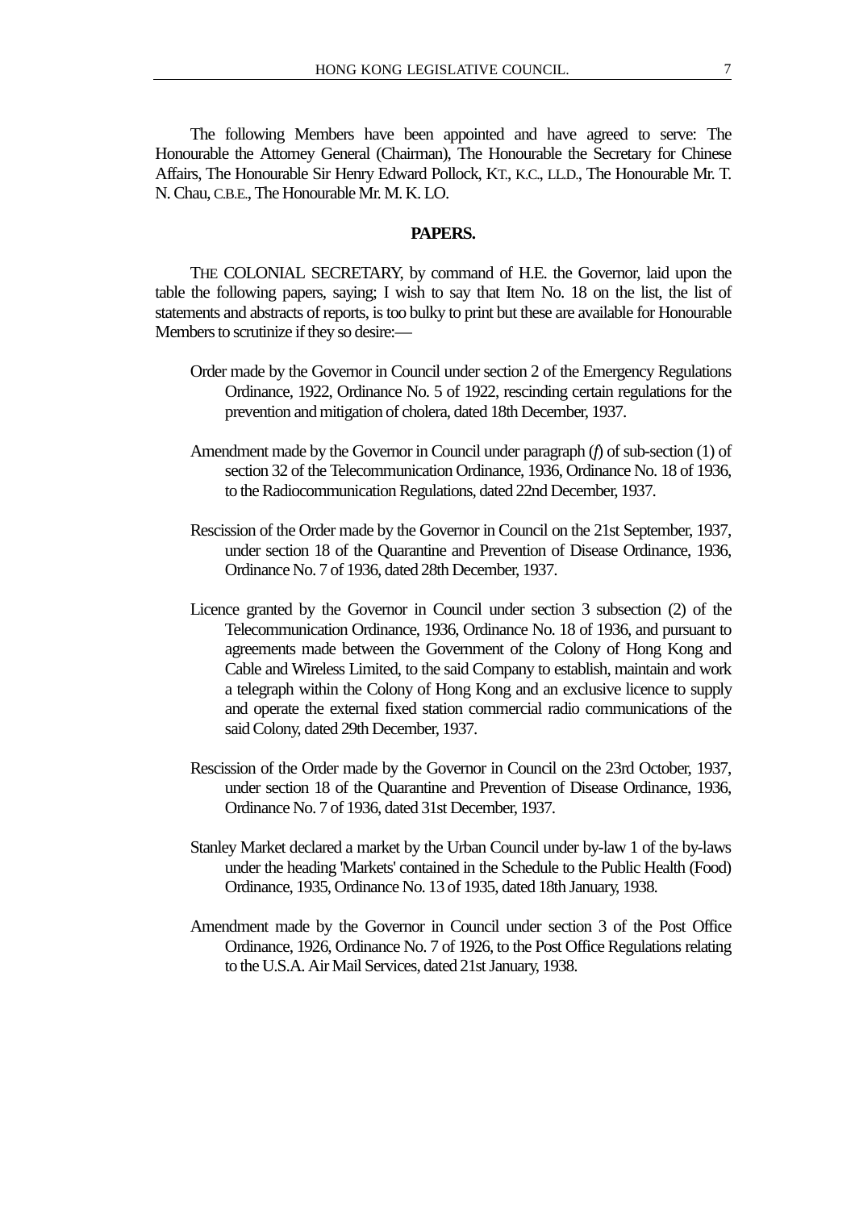The following Members have been appointed and have agreed to serve: The Honourable the Attorney General (Chairman), The Honourable the Secretary for Chinese Affairs, The Honourable Sir Henry Edward Pollock, KT., K.C., LL.D., The Honourable Mr. T. N. Chau, C.B.E., The Honourable Mr. M. K. LO.

## PAPERS.

THE COLONIAL SECRETARY, by command of H.E. the Governor, laid upon the table the following papers, saying; I wish to say that Item No. 18 on the list, the list of statements and abstracts of reports, is too bulky to print but these are available for Honourable Members to scrutinize if they so desire:—

Order made by the Governor in Council under section 2 of the Emergency Regulations Ordinance, 1922, Ordinance No. 5 of 1922, rescinding certain regulations for the prevention and mitigation of cholera, dated 18th December, 1937.

Amendment made by the Governor in Council under paragraph (*f*) of sub-section (1) of section 32 of the Telecommunication Ordinance, 1936, Ordinance No. 18 of 1936, to the Radiocommunication Regulations, dated 22nd December, 1937.

Rescission of the Order made by the Governor in Council on the 21st September, 1937, under section 18 of the Quarantine and Prevention of Disease Ordinance, 1936, Ordinance No. 7 of 1936, dated 28th December, 1937.

Licence granted by the Governor in Council under section 3 subsection (2) of the Telecommunication Ordinance, 1936, Ordinance No. 18 of 1936, and pursuant to agreements made between the Government of the Colony of Hong Kong and Cable and Wireless Limited, to the said Company to establish, maintain and work a telegraph within the Colony of Hong Kong and an exclusive licence to supply and operate the external fixed station commercial radio communications of the said Colony, dated 29th December, 1937.

Rescission of the Order made by the Governor in Council on the 23rd October, 1937, under section 18 of the Quarantine and Prevention of Disease Ordinance, 1936, Ordinance No. 7 of 1936, dated 31st December, 1937.

Stanley Market declared a market by the Urban Council under by-law 1 of the by-laws under the heading 'Markets' contained in the Schedule to the Public Health (Food) Ordinance, 1935, Ordinance No. 13 of 1935, dated 18th January, 1938.

Amendment made by the Governor in Council under section 3 of the Post Office Ordinance, 1926, Ordinance No. 7 of 1926, to the Post Office Regulations relating to the U.S.A. Air Mail Services, dated 21st January, 1938.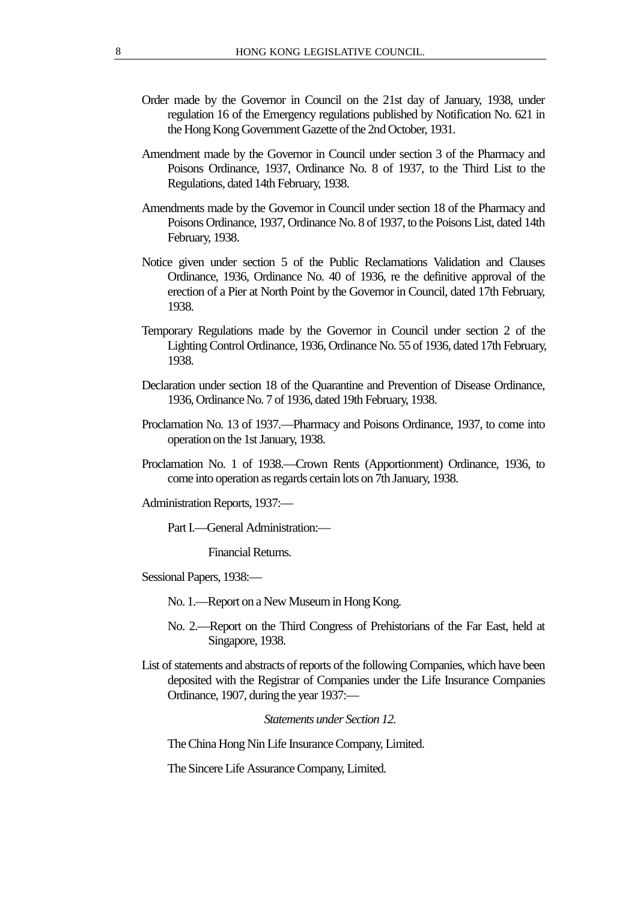Order made by the Governor in Council on the 21st day of January, 1938, under regulation 16 of the Emergency regulations published by Notification No. 621 in the Hong Kong Government Gazette of the 2nd October, 1931.

Amendment made by the Governor in Council under section 3 of the Pharmacy and Poisons Ordinance, 1937, Ordinance No. 8 of 1937, to the Third List to the Regulations, dated 14th February, 1938.

Amendments made by the Governor in Council under section 18 of the Pharmacy and Poisons Ordinance, 1937, Ordinance No. 8 of 1937, to the Poisons List, dated 14th February, 1938.

Notice given under section 5 of the Public Reclamations Validation and Clauses Ordinance, 1936, Ordinance No. 40 of 1936, re the definitive approval of the erection of a Pier at North Point by the Governor in Council, dated 17th February, 1938.

Temporary Regulations made by the Governor in Council under section 2 of the Lighting Control Ordinance, 1936, Ordinance No. 55 of 1936, dated 17th February, 1938.

Declaration under section 18 of the Quarantine and Prevention of Disease Ordinance, 1936, Ordinance No. 7 of 1936, dated 19th February, 1938.

Proclamation No. 13 of 1937.—Pharmacy and Poisons Ordinance, 1937, to come into operation on the 1st January, 1938.

Proclamation No. 1 of 1938.—Crown Rents (Apportionment) Ordinance, 1936, to come into operation as regards certain lots on 7th January, 1938.

Administration Reports, 1937:—

Part I.—General Administration:—

Financial Returns.

Sessional Papers, 1938:—

No. 1.—Report on a New Museum in Hong Kong.

No. 2.—Report on the Third Congress of Prehistorians of the Far East, held at Singapore, 1938.

List of statements and abstracts of reports of the following Companies, which have been deposited with the Registrar of Companies under the Life Insurance Companies Ordinance, 1907, during the year 1937:—

*Statements under Section 12.*

The China Hong Nin Life Insurance Company, Limited.

The Sincere Life Assurance Company, Limited.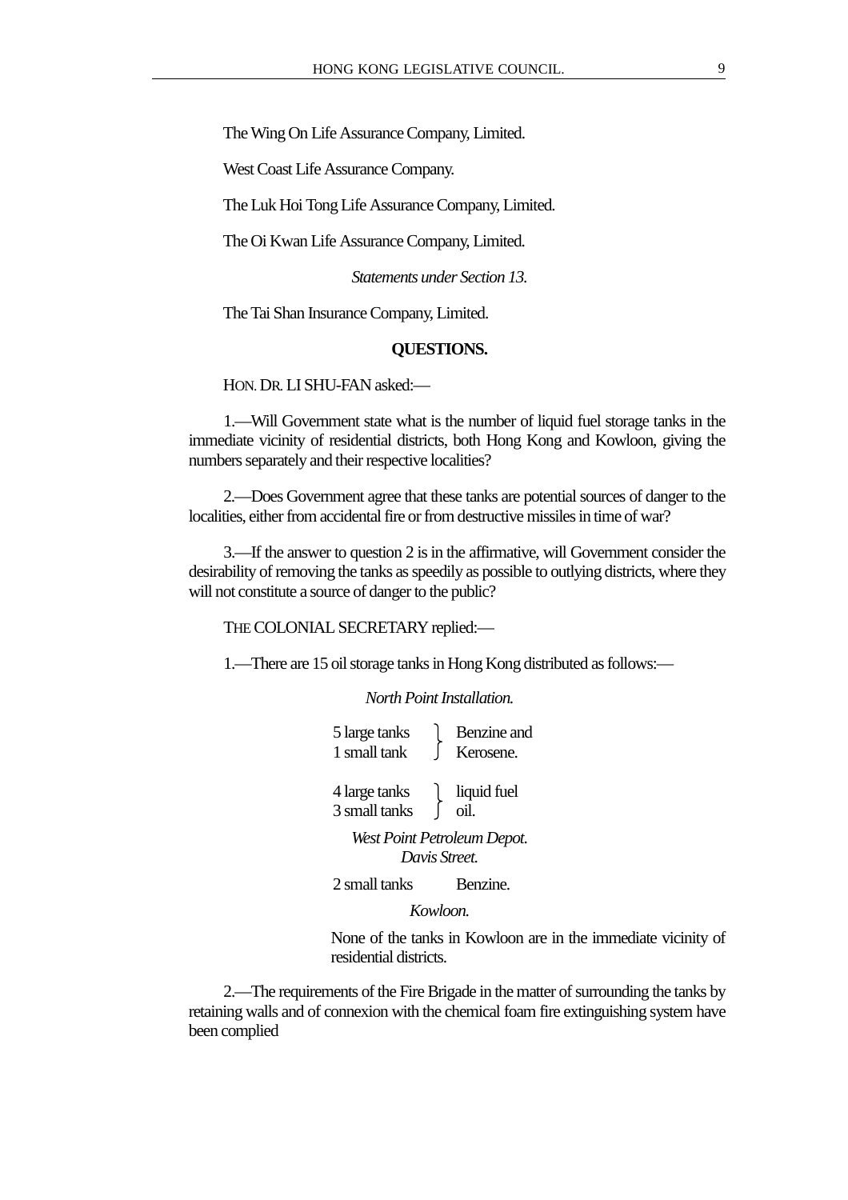The Wing On Life Assurance Company, Limited.

West Coast Life Assurance Company.

The Luk Hoi Tong Life Assurance Company, Limited.

The Oi Kwan Life Assurance Company, Limited.

*Statements under Section 13.*

The Tai Shan Insurance Company, Limited.

**QUESTIONS.**

HON. DR. LI SHU-FAN asked:—

1.—Will Government state what is the number of liquid fuel storage tanks in the immediate vicinity of residential districts, both Hong Kong and Kowloon, giving the numbers separately and their respective localities?

2.—Does Government agree that these tanks are potential sources of danger to the localities, either from accidental fire or from destructive missiles in time of war?

3.—If the answer to question 2 is in the affirmative, will Government consider the desirability of removing the tanks as speedily as possible to outlying districts, where they will not constitute a source of danger to the public?

THE COLONIAL SECRETARY replied:—

1.—There are 15 oil storage tanks in Hong Kong distributed as follows:—

*North Point Installation.*

| | |
|---|---|
| 5 large tanks<br>1 small tank | Benzine and Kerosene. |
| 4 large tanks<br>3 small tanks | liquid fuel oil. |

*West Point Petroleum Depot.*
*Davis Street.*

| | |
|---|---|
| 2 small tanks | Benzine. |

*Kowloon.*

None of the tanks in Kowloon are in the immediate vicinity of residential districts.

2.—The requirements of the Fire Brigade in the matter of surrounding the tanks by retaining walls and of connexion with the chemical foam fire extinguishing system have been complied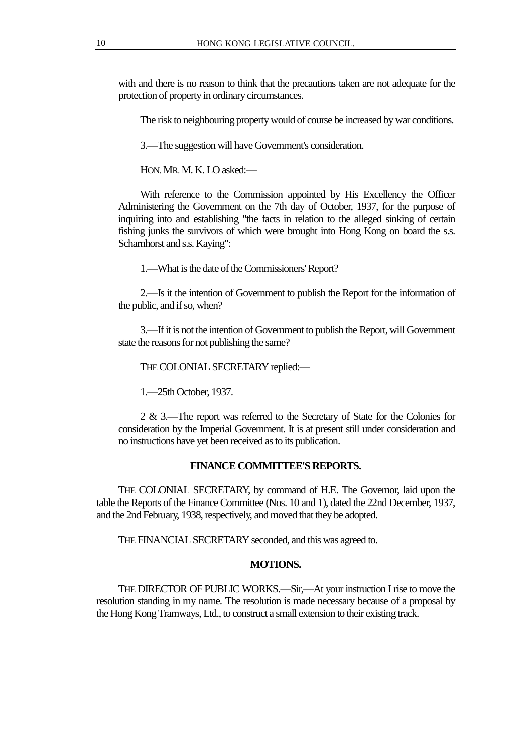with and there is no reason to think that the precautions taken are not adequate for the protection of property in ordinary circumstances.

The risk to neighbouring property would of course be increased by war conditions.

3.—The suggestion will have Government's consideration.

HON. MR. M. K. LO asked:—

With reference to the Commission appointed by His Excellency the Officer Administering the Government on the 7th day of October, 1937, for the purpose of inquiring into and establishing "the facts in relation to the alleged sinking of certain fishing junks the survivors of which were brought into Hong Kong on board the s.s. Scharnhorst and s.s. Kaying":

1.—What is the date of the Commissioners' Report?

2.—Is it the intention of Government to publish the Report for the information of the public, and if so, when?

3.—If it is not the intention of Government to publish the Report, will Government state the reasons for not publishing the same?

THE COLONIAL SECRETARY replied:—

1.—25th October, 1937.

2 & 3.—The report was referred to the Secretary of State for the Colonies for consideration by the Imperial Government. It is at present still under consideration and no instructions have yet been received as to its publication.

## FINANCE COMMITTEE'S REPORTS.

THE COLONIAL SECRETARY, by command of H.E. The Governor, laid upon the table the Reports of the Finance Committee (Nos. 10 and 1), dated the 22nd December, 1937, and the 2nd February, 1938, respectively, and moved that they be adopted.

THE FINANCIAL SECRETARY seconded, and this was agreed to.

## MOTIONS.

THE DIRECTOR OF PUBLIC WORKS.—Sir,—At your instruction I rise to move the resolution standing in my name. The resolution is made necessary because of a proposal by the Hong Kong Tramways, Ltd., to construct a small extension to their existing track.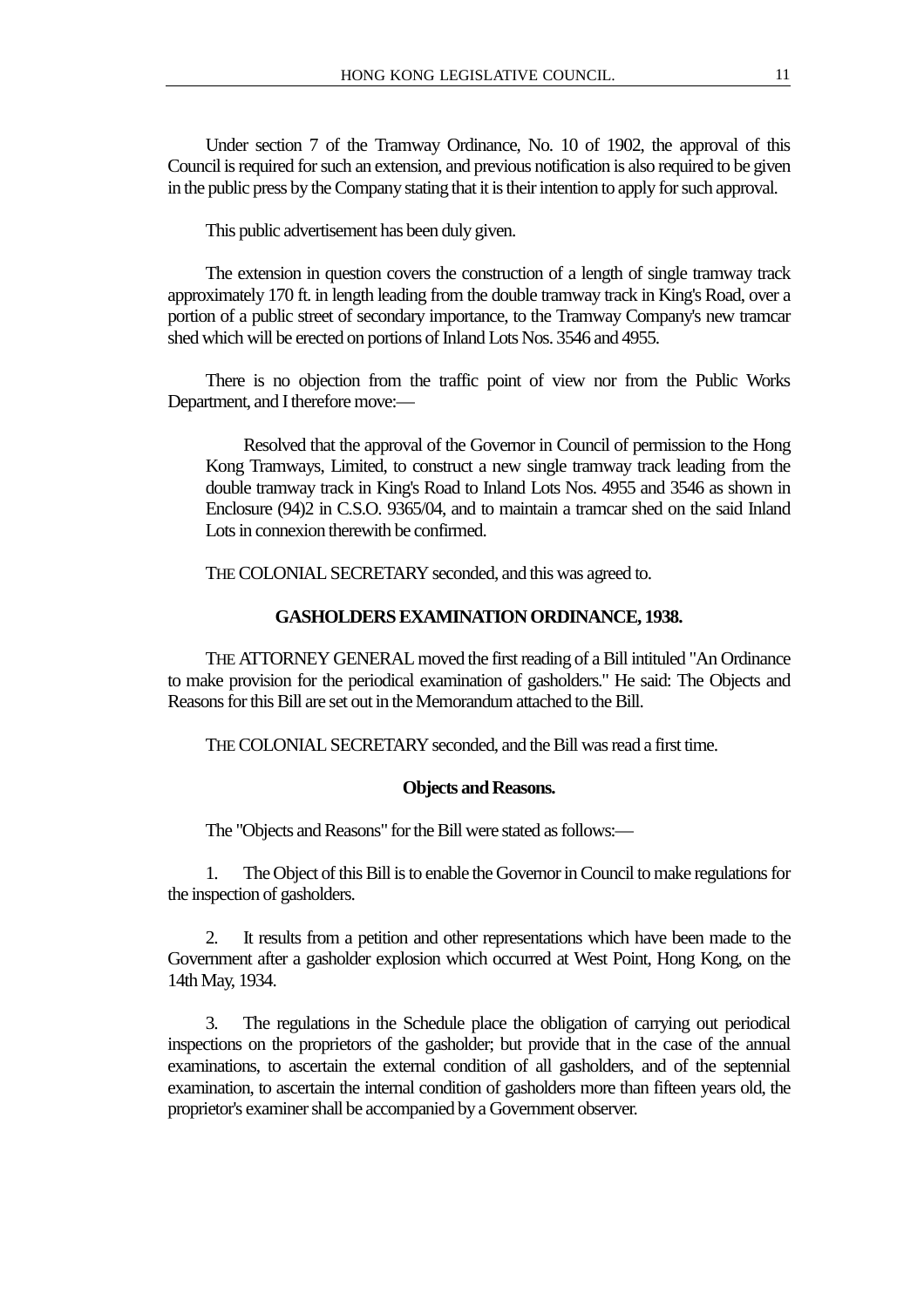Under section 7 of the Tramway Ordinance, No. 10 of 1902, the approval of this Council is required for such an extension, and previous notification is also required to be given in the public press by the Company stating that it is their intention to apply for such approval.

This public advertisement has been duly given.

The extension in question covers the construction of a length of single tramway track approximately 170 ft. in length leading from the double tramway track in King's Road, over a portion of a public street of secondary importance, to the Tramway Company's new tramcar shed which will be erected on portions of Inland Lots Nos. 3546 and 4955.

There is no objection from the traffic point of view nor from the Public Works Department, and I therefore move:—

> Resolved that the approval of the Governor in Council of permission to the Hong Kong Tramways, Limited, to construct a new single tramway track leading from the double tramway track in King's Road to Inland Lots Nos. 4955 and 3546 as shown in Enclosure (94)2 in C.S.O. 9365/04, and to maintain a tramcar shed on the said Inland Lots in connexion therewith be confirmed.

THE COLONIAL SECRETARY seconded, and this was agreed to.

## GASHOLDERS EXAMINATION ORDINANCE, 1938.

THE ATTORNEY GENERAL moved the first reading of a Bill intituled "An Ordinance to make provision for the periodical examination of gasholders." He said: The Objects and Reasons for this Bill are set out in the Memorandum attached to the Bill.

THE COLONIAL SECRETARY seconded, and the Bill was read a first time.

### Objects and Reasons.

The "Objects and Reasons" for the Bill were stated as follows:—

1. The Object of this Bill is to enable the Governor in Council to make regulations for the inspection of gasholders.

2. It results from a petition and other representations which have been made to the Government after a gasholder explosion which occurred at West Point, Hong Kong, on the 14th May, 1934.

3. The regulations in the Schedule place the obligation of carrying out periodical inspections on the proprietors of the gasholder; but provide that in the case of the annual examinations, to ascertain the external condition of all gasholders, and of the septennial examination, to ascertain the internal condition of gasholders more than fifteen years old, the proprietor's examiner shall be accompanied by a Government observer.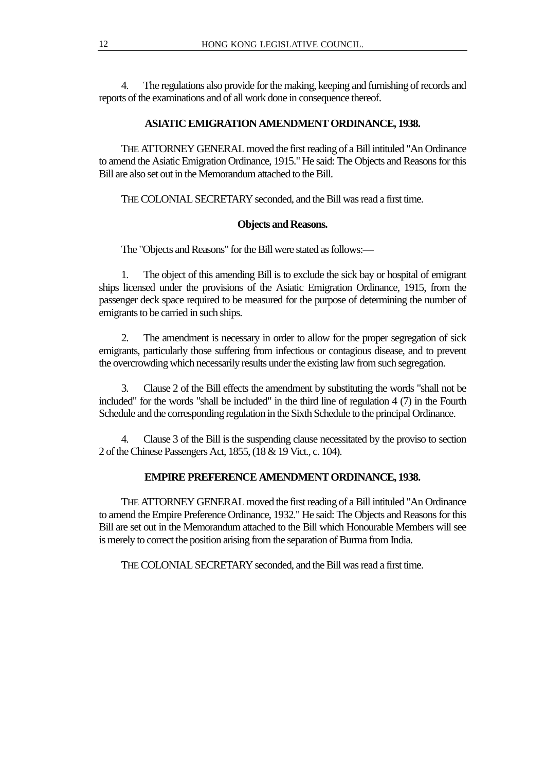4. The regulations also provide for the making, keeping and furnishing of records and reports of the examinations and of all work done in consequence thereof.

## ASIATIC EMIGRATION AMENDMENT ORDINANCE, 1938.

THE ATTORNEY GENERAL moved the first reading of a Bill intituled "An Ordinance to amend the Asiatic Emigration Ordinance, 1915." He said: The Objects and Reasons for this Bill are also set out in the Memorandum attached to the Bill.

THE COLONIAL SECRETARY seconded, and the Bill was read a first time.

### Objects and Reasons.

The "Objects and Reasons" for the Bill were stated as follows:—

1. The object of this amending Bill is to exclude the sick bay or hospital of emigrant ships licensed under the provisions of the Asiatic Emigration Ordinance, 1915, from the passenger deck space required to be measured for the purpose of determining the number of emigrants to be carried in such ships.

2. The amendment is necessary in order to allow for the proper segregation of sick emigrants, particularly those suffering from infectious or contagious disease, and to prevent the overcrowding which necessarily results under the existing law from such segregation.

3. Clause 2 of the Bill effects the amendment by substituting the words "shall not be included" for the words "shall be included" in the third line of regulation 4 (7) in the Fourth Schedule and the corresponding regulation in the Sixth Schedule to the principal Ordinance.

4. Clause 3 of the Bill is the suspending clause necessitated by the proviso to section 2 of the Chinese Passengers Act, 1855, (18 & 19 Vict., c. 104).

## EMPIRE PREFERENCE AMENDMENT ORDINANCE, 1938.

THE ATTORNEY GENERAL moved the first reading of a Bill intituled "An Ordinance to amend the Empire Preference Ordinance, 1932." He said: The Objects and Reasons for this Bill are set out in the Memorandum attached to the Bill which Honourable Members will see is merely to correct the position arising from the separation of Burma from India.

THE COLONIAL SECRETARY seconded, and the Bill was read a first time.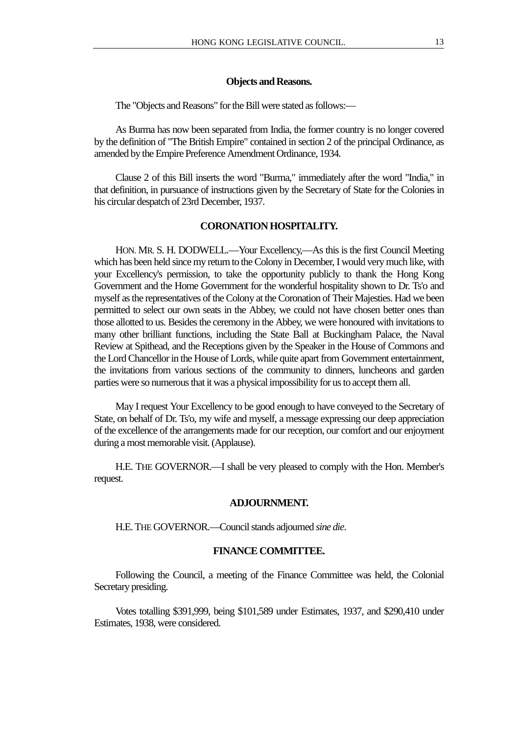## Objects and Reasons.

The "Objects and Reasons" for the Bill were stated as follows:—

As Burma has now been separated from India, the former country is no longer covered by the definition of "The British Empire" contained in section 2 of the principal Ordinance, as amended by the Empire Preference Amendment Ordinance, 1934.

Clause 2 of this Bill inserts the word "Burma," immediately after the word "India," in that definition, in pursuance of instructions given by the Secretary of State for the Colonies in his circular despatch of 23rd December, 1937.

## CORONATION HOSPITALITY.

HON. MR. S. H. DODWELL.—Your Excellency,—As this is the first Council Meeting which has been held since my return to the Colony in December, I would very much like, with your Excellency's permission, to take the opportunity publicly to thank the Hong Kong Government and the Home Government for the wonderful hospitality shown to Dr. Ts'o and myself as the representatives of the Colony at the Coronation of Their Majesties. Had we been permitted to select our own seats in the Abbey, we could not have chosen better ones than those allotted to us. Besides the ceremony in the Abbey, we were honoured with invitations to many other brilliant functions, including the State Ball at Buckingham Palace, the Naval Review at Spithead, and the Receptions given by the Speaker in the House of Commons and the Lord Chancellor in the House of Lords, while quite apart from Government entertainment, the invitations from various sections of the community to dinners, luncheons and garden parties were so numerous that it was a physical impossibility for us to accept them all.

May I request Your Excellency to be good enough to have conveyed to the Secretary of State, on behalf of Dr. Ts'o, my wife and myself, a message expressing our deep appreciation of the excellence of the arrangements made for our reception, our comfort and our enjoyment during a most memorable visit. (Applause).

H.E. THE GOVERNOR.—I shall be very pleased to comply with the Hon. Member's request.

## ADJOURNMENT.

H.E. THE GOVERNOR.—Council stands adjourned *sine die*.

## FINANCE COMMITTEE.

Following the Council, a meeting of the Finance Committee was held, the Colonial Secretary presiding.

Votes totalling $391,999, being $101,589 under Estimates, 1937, and $290,410 under Estimates, 1938, were considered.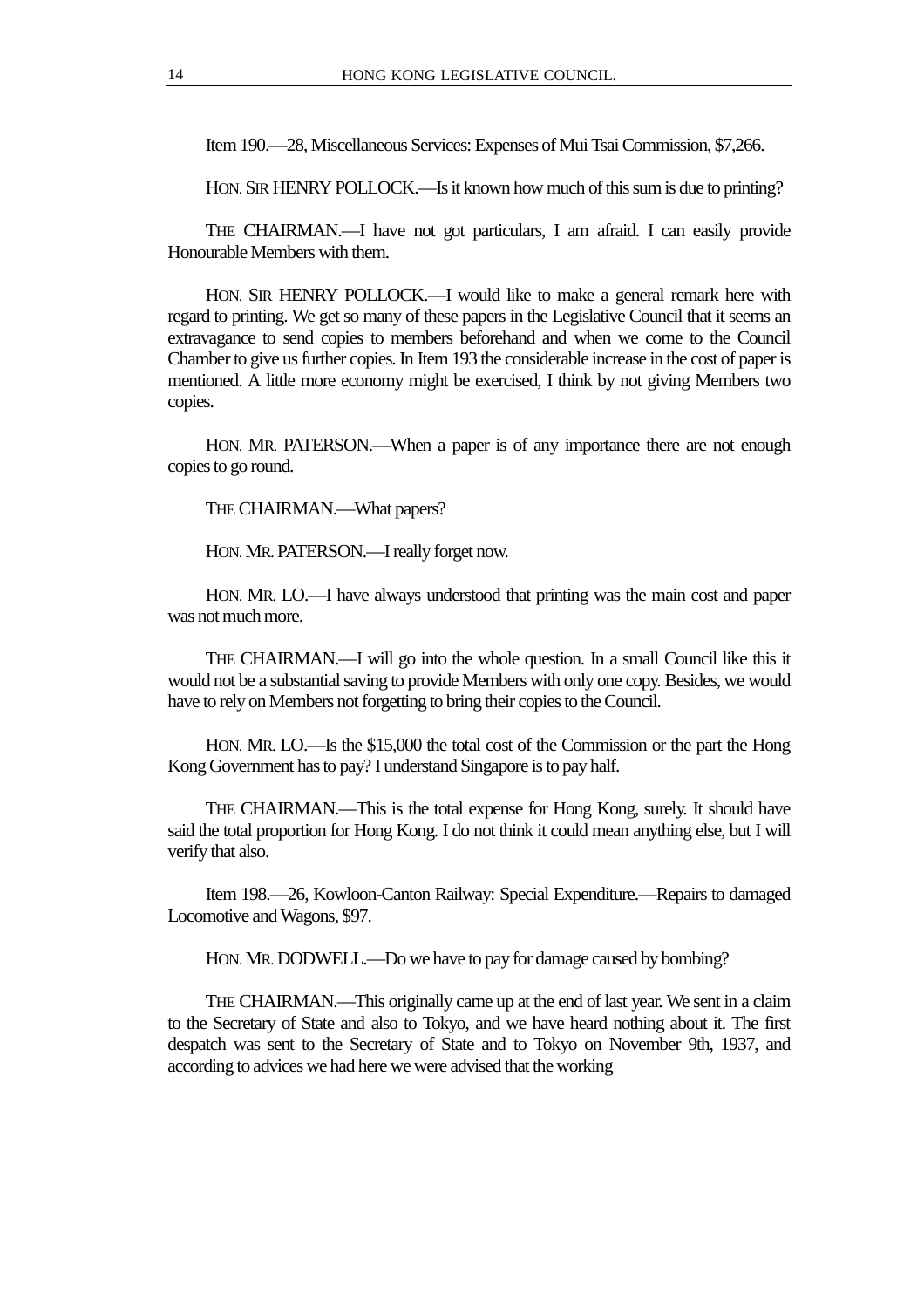Item 190.—28, Miscellaneous Services: Expenses of Mui Tsai Commission, $7,266.

HON. SIR HENRY POLLOCK.—Is it known how much of this sum is due to printing?

THE CHAIRMAN.—I have not got particulars, I am afraid. I can easily provide Honourable Members with them.

HON. SIR HENRY POLLOCK.—I would like to make a general remark here with regard to printing. We get so many of these papers in the Legislative Council that it seems an extravagance to send copies to members beforehand and when we come to the Council Chamber to give us further copies. In Item 193 the considerable increase in the cost of paper is mentioned. A little more economy might be exercised, I think by not giving Members two copies.

HON. MR. PATERSON.—When a paper is of any importance there are not enough copies to go round.

THE CHAIRMAN.—What papers?

HON. MR. PATERSON.—I really forget now.

HON. MR. LO.—I have always understood that printing was the main cost and paper was not much more.

THE CHAIRMAN.—I will go into the whole question. In a small Council like this it would not be a substantial saving to provide Members with only one copy. Besides, we would have to rely on Members not forgetting to bring their copies to the Council.

HON. MR. LO.—Is the $15,000 the total cost of the Commission or the part the Hong Kong Government has to pay? I understand Singapore is to pay half.

THE CHAIRMAN.—This is the total expense for Hong Kong, surely. It should have said the total proportion for Hong Kong. I do not think it could mean anything else, but I will verify that also.

Item 198.—26, Kowloon-Canton Railway: Special Expenditure.—Repairs to damaged Locomotive and Wagons, $97.

HON. MR. DODWELL.—Do we have to pay for damage caused by bombing?

THE CHAIRMAN.—This originally came up at the end of last year. We sent in a claim to the Secretary of State and also to Tokyo, and we have heard nothing about it. The first despatch was sent to the Secretary of State and to Tokyo on November 9th, 1937, and according to advices we had here we were advised that the working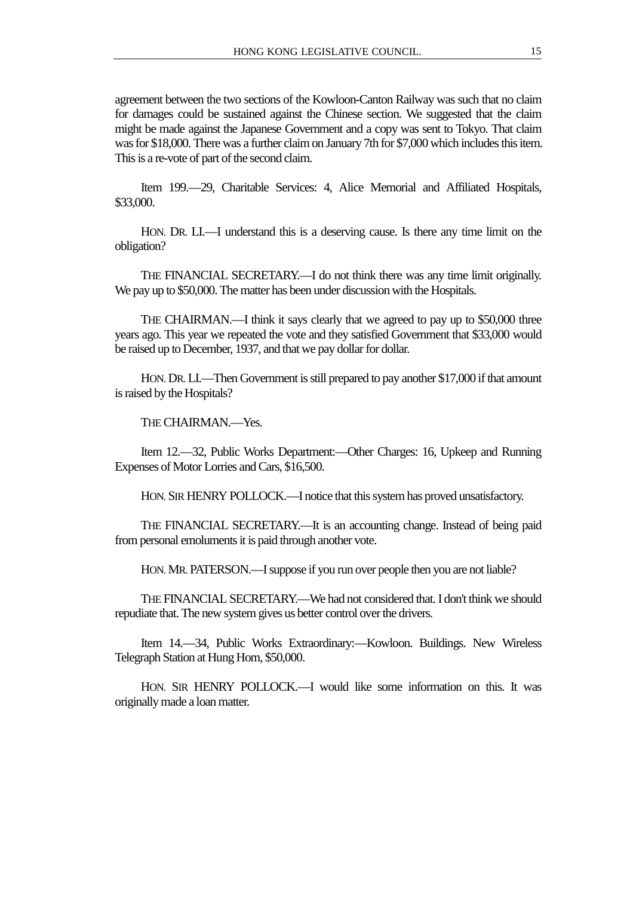agreement between the two sections of the Kowloon-Canton Railway was such that no claim for damages could be sustained against the Chinese section. We suggested that the claim might be made against the Japanese Government and a copy was sent to Tokyo. That claim was for $18,000. There was a further claim on January 7th for $7,000 which includes this item. This is a re-vote of part of the second claim.

Item 199.—29, Charitable Services: 4, Alice Memorial and Affiliated Hospitals, $33,000.

HON. DR. LI.—I understand this is a deserving cause. Is there any time limit on the obligation?

THE FINANCIAL SECRETARY.—I do not think there was any time limit originally. We pay up to $50,000. The matter has been under discussion with the Hospitals.

THE CHAIRMAN.—I think it says clearly that we agreed to pay up to $50,000 three years ago. This year we repeated the vote and they satisfied Government that $33,000 would be raised up to December, 1937, and that we pay dollar for dollar.

HON. DR. LI.—Then Government is still prepared to pay another $17,000 if that amount is raised by the Hospitals?

THE CHAIRMAN.—Yes.

Item 12.—32, Public Works Department:—Other Charges: 16, Upkeep and Running Expenses of Motor Lorries and Cars, $16,500.

HON. SIR HENRY POLLOCK.—I notice that this system has proved unsatisfactory.

THE FINANCIAL SECRETARY.—It is an accounting change. Instead of being paid from personal emoluments it is paid through another vote.

HON. MR. PATERSON.—I suppose if you run over people then you are not liable?

THE FINANCIAL SECRETARY.—We had not considered that. I don't think we should repudiate that. The new system gives us better control over the drivers.

Item 14.—34, Public Works Extraordinary:—Kowloon. Buildings. New Wireless Telegraph Station at Hung Hom, $50,000.

HON. SIR HENRY POLLOCK.—I would like some information on this. It was originally made a loan matter.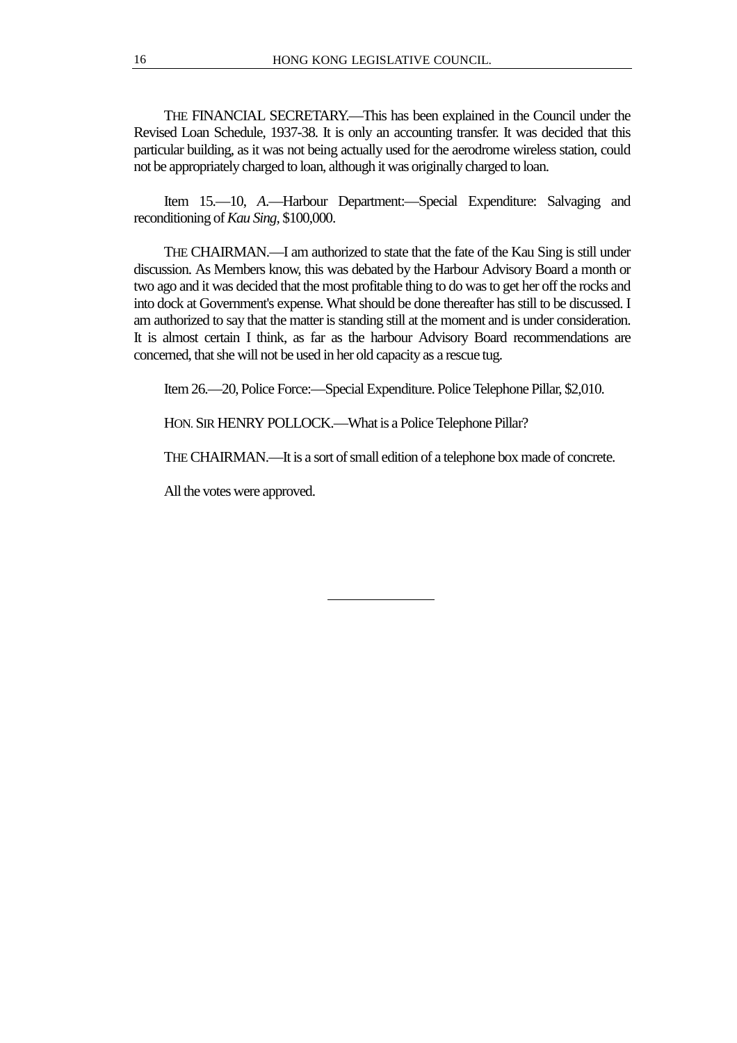THE FINANCIAL SECRETARY.—This has been explained in the Council under the Revised Loan Schedule, 1937-38. It is only an accounting transfer. It was decided that this particular building, as it was not being actually used for the aerodrome wireless station, could not be appropriately charged to loan, although it was originally charged to loan.

Item 15.—10, *A*.—Harbour Department:—Special Expenditure: Salvaging and reconditioning of *Kau Sing*, $100,000.

THE CHAIRMAN.—I am authorized to state that the fate of the Kau Sing is still under discussion. As Members know, this was debated by the Harbour Advisory Board a month or two ago and it was decided that the most profitable thing to do was to get her off the rocks and into dock at Government's expense. What should be done thereafter has still to be discussed. I am authorized to say that the matter is standing still at the moment and is under consideration. It is almost certain I think, as far as the harbour Advisory Board recommendations are concerned, that she will not be used in her old capacity as a rescue tug.

Item 26.—20, Police Force:—Special Expenditure. Police Telephone Pillar, $2,010.

HON. SIR HENRY POLLOCK.—What is a Police Telephone Pillar?

THE CHAIRMAN.—It is a sort of small edition of a telephone box made of concrete.

All the votes were approved.